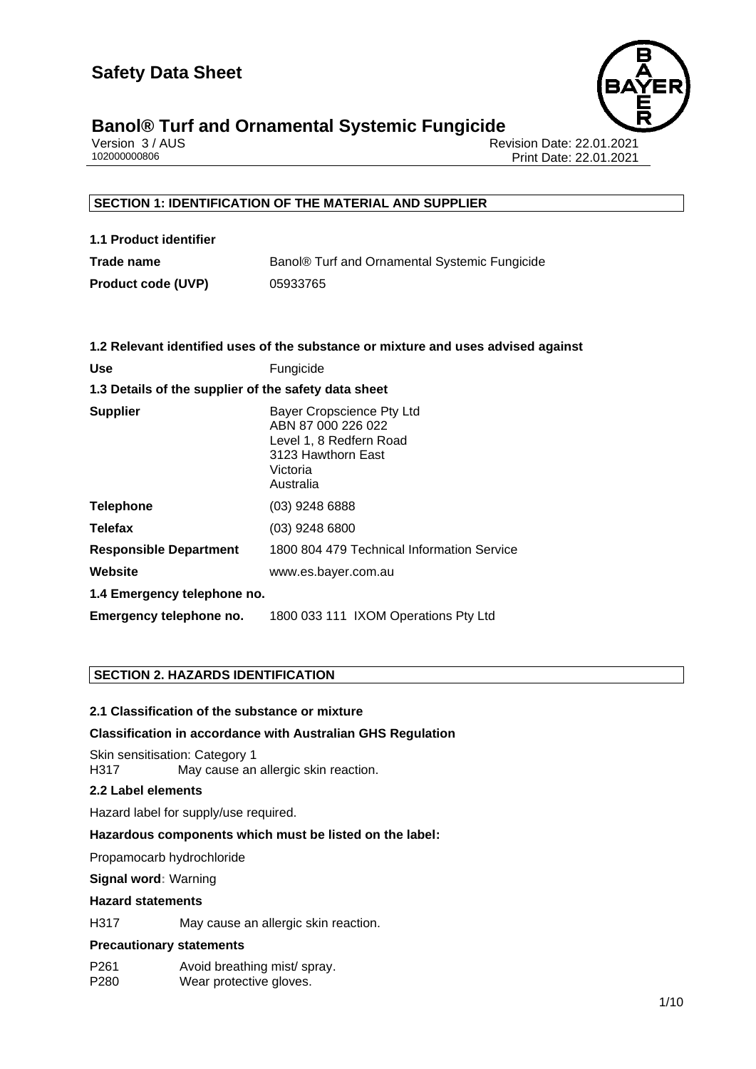# Safety Data Sheet

## Banol® Turf and Ornamental Systemic Fungicide

Version 3 / AUS
102000000806

Revision Date: 22.01.2021
Print Date: 22.01.2021

### SECTION 1: IDENTIFICATION OF THE MATERIAL AND SUPPLIER

**1.1 Product identifier**

| | |
|---|---|
| **Trade name** | Banol® Turf and Ornamental Systemic Fungicide |
| **Product code (UVP)** | 05933765 |

**1.2 Relevant identified uses of the substance or mixture and uses advised against**

| | |
|---|---|
| **Use** | Fungicide |

**1.3 Details of the supplier of the safety data sheet**

| | |
|---|---|
| **Supplier** | Bayer Cropscience Pty Ltd<br>ABN 87 000 226 022<br>Level 1, 8 Redfern Road<br>3123 Hawthorn East<br>Victoria<br>Australia |
| **Telephone** | (03) 9248 6888 |
| **Telefax** | (03) 9248 6800 |
| **Responsible Department** | 1800 804 479 Technical Information Service |
| **Website** | www.es.bayer.com.au |

**1.4 Emergency telephone no.**

| | |
|---|---|
| **Emergency telephone no.** | 1800 033 111 IXOM Operations Pty Ltd |

### SECTION 2. HAZARDS IDENTIFICATION

**2.1 Classification of the substance or mixture**

**Classification in accordance with Australian GHS Regulation**

Skin sensitisation: Category 1
H317 May cause an allergic skin reaction.

**2.2 Label elements**

Hazard label for supply/use required.

**Hazardous components which must be listed on the label:**

Propamocarb hydrochloride

**Signal word**: Warning

**Hazard statements**

H317 May cause an allergic skin reaction.

**Precautionary statements**

P261 Avoid breathing mist/ spray.
P280 Wear protective gloves.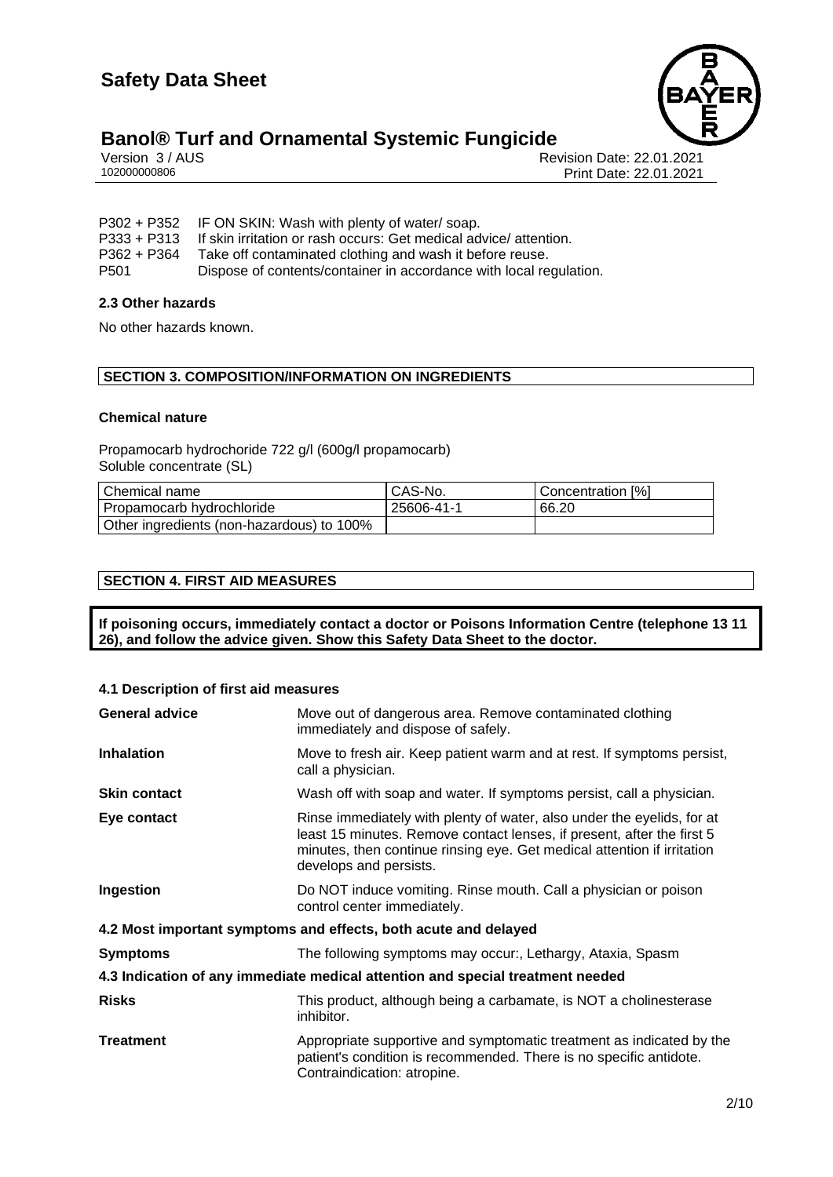P302 + P352 IF ON SKIN: Wash with plenty of water/ soap.
P333 + P313 If skin irritation or rash occurs: Get medical advice/ attention.
P362 + P364 Take off contaminated clothing and wash it before reuse.
P501 Dispose of contents/container in accordance with local regulation.

### 2.3 Other hazards

No other hazards known.

## SECTION 3. COMPOSITION/INFORMATION ON INGREDIENTS

### Chemical nature

Propamocarb hydrochoride 722 g/l (600g/l propamocarb)
Soluble concentrate (SL)

| Chemical name | CAS-No. | Concentration [%] |
|---|---|---|
| Propamocarb hydrochloride | 25606-41-1 | 66.20 |
| Other ingredients (non-hazardous) to 100% | | |

## SECTION 4. FIRST AID MEASURES

**If poisoning occurs, immediately contact a doctor or Poisons Information Centre (telephone 13 11 26), and follow the advice given. Show this Safety Data Sheet to the doctor.**

### 4.1 Description of first aid measures

**General advice** Move out of dangerous area. Remove contaminated clothing immediately and dispose of safely.

**Inhalation** Move to fresh air. Keep patient warm and at rest. If symptoms persist, call a physician.

**Skin contact** Wash off with soap and water. If symptoms persist, call a physician.

**Eye contact** Rinse immediately with plenty of water, also under the eyelids, for at least 15 minutes. Remove contact lenses, if present, after the first 5 minutes, then continue rinsing eye. Get medical attention if irritation develops and persists.

**Ingestion** Do NOT induce vomiting. Rinse mouth. Call a physician or poison control center immediately.

### 4.2 Most important symptoms and effects, both acute and delayed

**Symptoms** The following symptoms may occur:, Lethargy, Ataxia, Spasm

### 4.3 Indication of any immediate medical attention and special treatment needed

**Risks** This product, although being a carbamate, is NOT a cholinesterase inhibitor.

**Treatment** Appropriate supportive and symptomatic treatment as indicated by the patient's condition is recommended. There is no specific antidote. Contraindication: atropine.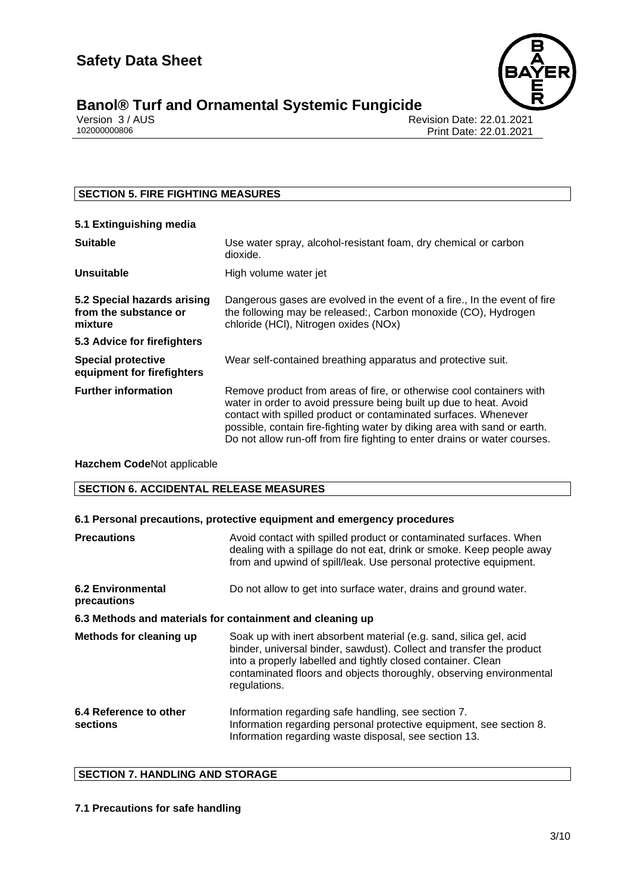## SECTION 5. FIRE FIGHTING MEASURES

**5.1 Extinguishing media**

| | |
|---|---|
| **Suitable** | Use water spray, alcohol-resistant foam, dry chemical or carbon dioxide. |
| **Unsuitable** | High volume water jet |
| **5.2 Special hazards arising from the substance or mixture** | Dangerous gases are evolved in the event of a fire., In the event of fire the following may be released:, Carbon monoxide (CO), Hydrogen chloride (HCl), Nitrogen oxides (NOx) |

**5.3 Advice for firefighters**

| | |
|---|---|
| **Special protective equipment for firefighters** | Wear self-contained breathing apparatus and protective suit. |
| **Further information** | Remove product from areas of fire, or otherwise cool containers with water in order to avoid pressure being built up due to heat. Avoid contact with spilled product or contaminated surfaces. Whenever possible, contain fire-fighting water by diking area with sand or earth. Do not allow run-off from fire fighting to enter drains or water courses. |

**Hazchem Code**Not applicable

## SECTION 6. ACCIDENTAL RELEASE MEASURES

**6.1 Personal precautions, protective equipment and emergency procedures**

| | |
|---|---|
| **Precautions** | Avoid contact with spilled product or contaminated surfaces. When dealing with a spillage do not eat, drink or smoke. Keep people away from and upwind of spill/leak. Use personal protective equipment. |
| **6.2 Environmental precautions** | Do not allow to get into surface water, drains and ground water. |

**6.3 Methods and materials for containment and cleaning up**

| | |
|---|---|
| **Methods for cleaning up** | Soak up with inert absorbent material (e.g. sand, silica gel, acid binder, universal binder, sawdust). Collect and transfer the product into a properly labelled and tightly closed container. Clean contaminated floors and objects thoroughly, observing environmental regulations. |
| **6.4 Reference to other sections** | Information regarding safe handling, see section 7.<br>Information regarding personal protective equipment, see section 8.<br>Information regarding waste disposal, see section 13. |

## SECTION 7. HANDLING AND STORAGE

**7.1 Precautions for safe handling**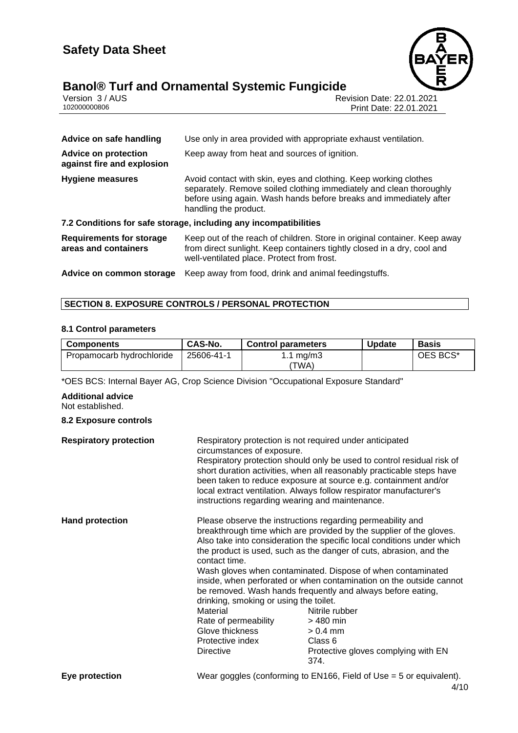| | |
|---|---|
| **Advice on safe handling** | Use only in area provided with appropriate exhaust ventilation. |
| **Advice on protection against fire and explosion** | Keep away from heat and sources of ignition. |
| **Hygiene measures** | Avoid contact with skin, eyes and clothing. Keep working clothes separately. Remove soiled clothing immediately and clean thoroughly before using again. Wash hands before breaks and immediately after handling the product. |

### 7.2 Conditions for safe storage, including any incompatibilities

| | |
|---|---|
| **Requirements for storage areas and containers** | Keep out of the reach of children. Store in original container. Keep away from direct sunlight. Keep containers tightly closed in a dry, cool and well-ventilated place. Protect from frost. |
| **Advice on common storage** | Keep away from food, drink and animal feedingstuffs. |

## SECTION 8. EXPOSURE CONTROLS / PERSONAL PROTECTION

### 8.1 Control parameters

| Components | CAS-No. | Control parameters | Update | Basis |
|---|---|---|---|---|
| Propamocarb hydrochloride | 25606-41-1 | 1.1 mg/m3 (TWA) | | OES BCS* |

*OES BCS: Internal Bayer AG, Crop Science Division "Occupational Exposure Standard"

**Additional advice**
Not established.

### 8.2 Exposure controls

**Respiratory protection**

Respiratory protection is not required under anticipated circumstances of exposure.
Respiratory protection should only be used to control residual risk of short duration activities, when all reasonably practicable steps have been taken to reduce exposure at source e.g. containment and/or local extract ventilation. Always follow respirator manufacturer's instructions regarding wearing and maintenance.

**Hand protection**

Please observe the instructions regarding permeability and breakthrough time which are provided by the supplier of the gloves. Also take into consideration the specific local conditions under which the product is used, such as the danger of cuts, abrasion, and the contact time.
Wash gloves when contaminated. Dispose of when contaminated inside, when perforated or when contamination on the outside cannot be removed. Wash hands frequently and always before eating, drinking, smoking or using the toilet.

| | |
|---|---|
| Material | Nitrile rubber |
| Rate of permeability | > 480 min |
| Glove thickness | > 0.4 mm |
| Protective index | Class 6 |
| Directive | Protective gloves complying with EN 374. |

**Eye protection**

Wear goggles (conforming to EN166, Field of Use = 5 or equivalent).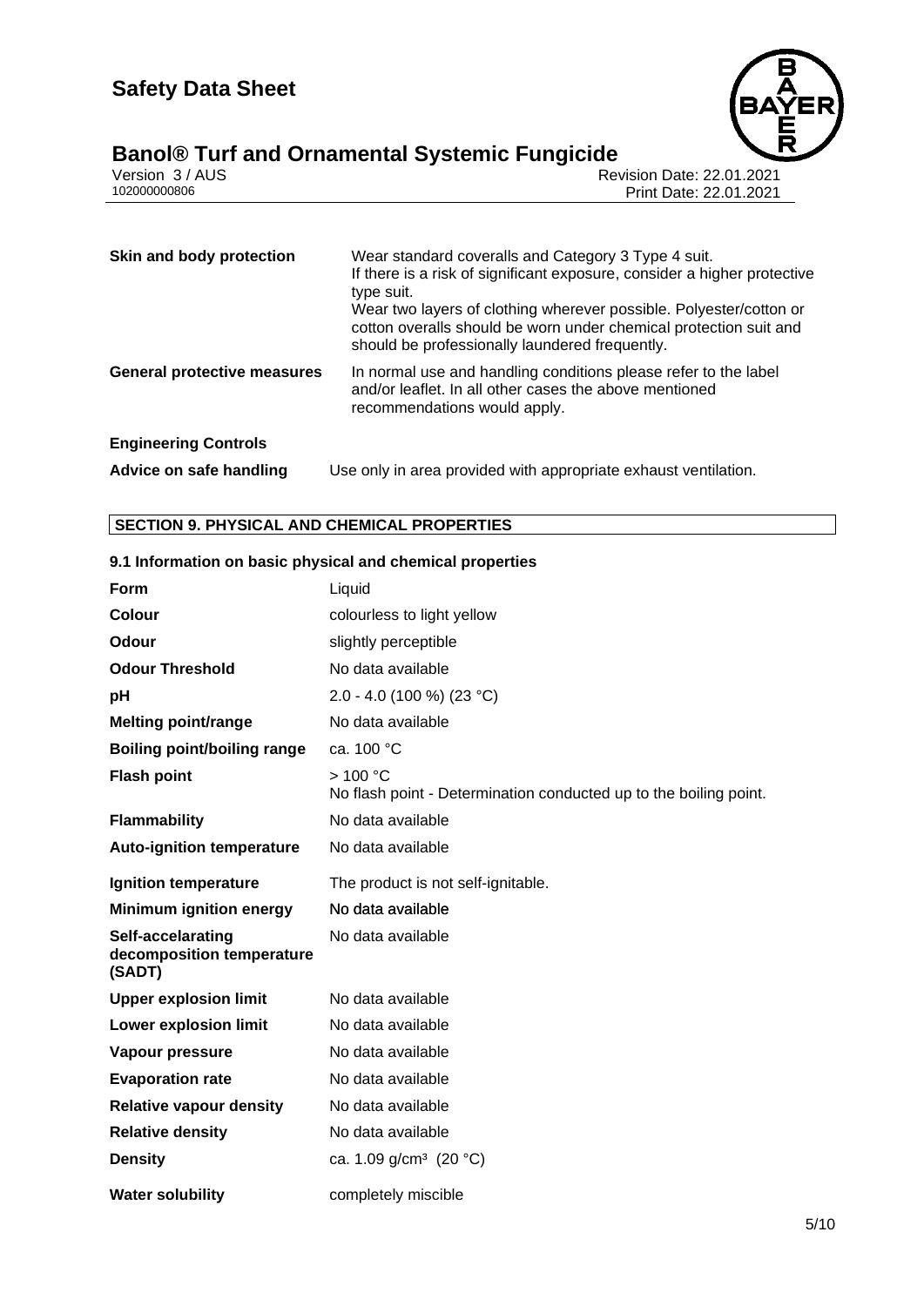| | |
|---|---|
| **Skin and body protection** | Wear standard coveralls and Category 3 Type 4 suit.<br>If there is a risk of significant exposure, consider a higher protective type suit.<br>Wear two layers of clothing wherever possible. Polyester/cotton or cotton overalls should be worn under chemical protection suit and should be professionally laundered frequently. |
| **General protective measures** | In normal use and handling conditions please refer to the label and/or leaflet. In all other cases the above mentioned recommendations would apply. |

**Engineering Controls**

| | |
|---|---|
| **Advice on safe handling** | Use only in area provided with appropriate exhaust ventilation. |

## SECTION 9. PHYSICAL AND CHEMICAL PROPERTIES

### 9.1 Information on basic physical and chemical properties

| | |
|---|---|
| **Form** | Liquid |
| **Colour** | colourless to light yellow |
| **Odour** | slightly perceptible |
| **Odour Threshold** | No data available |
| **pH** | 2.0 - 4.0 (100 %) (23 °C) |
| **Melting point/range** | No data available |
| **Boiling point/boiling range** | ca. 100 °C |
| **Flash point** | > 100 °C<br>No flash point - Determination conducted up to the boiling point. |
| **Flammability** | No data available |
| **Auto-ignition temperature** | No data available |
| **Ignition temperature** | The product is not self-ignitable. |
| **Minimum ignition energy** | No data available |
| **Self-accelarating decomposition temperature (SADT)** | No data available |
| **Upper explosion limit** | No data available |
| **Lower explosion limit** | No data available |
| **Vapour pressure** | No data available |
| **Evaporation rate** | No data available |
| **Relative vapour density** | No data available |
| **Relative density** | No data available |
| **Density** | ca. 1.09 g/cm³ (20 °C) |
| **Water solubility** | completely miscible |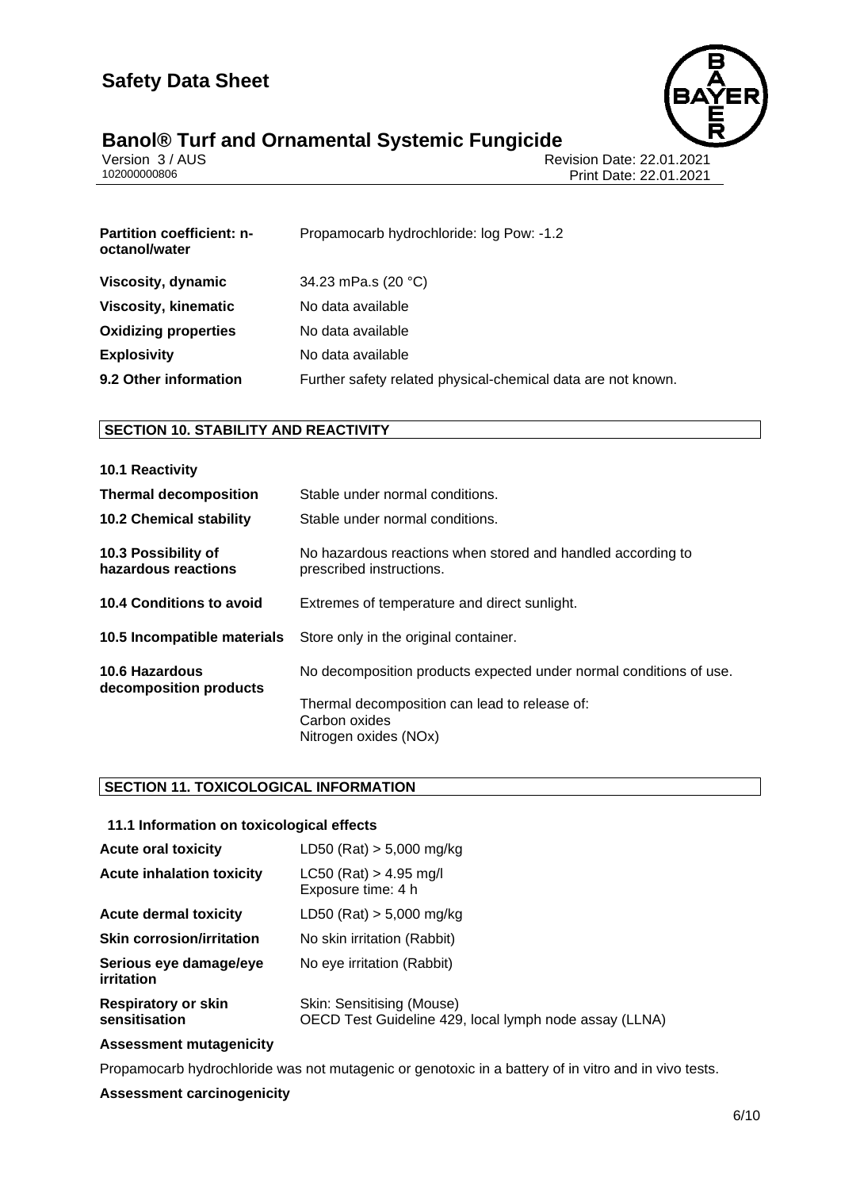| | |
|---|---|
| **Partition coefficient: n-octanol/water** | Propamocarb hydrochloride: log Pow: -1.2 |
| **Viscosity, dynamic** | 34.23 mPa.s (20 °C) |
| **Viscosity, kinematic** | No data available |
| **Oxidizing properties** | No data available |
| **Explosivity** | No data available |
| **9.2 Other information** | Further safety related physical-chemical data are not known. |

## SECTION 10. STABILITY AND REACTIVITY

| | |
|---|---|
| **10.1 Reactivity** | |
| **Thermal decomposition** | Stable under normal conditions. |
| **10.2 Chemical stability** | Stable under normal conditions. |
| **10.3 Possibility of hazardous reactions** | No hazardous reactions when stored and handled according to prescribed instructions. |
| **10.4 Conditions to avoid** | Extremes of temperature and direct sunlight. |
| **10.5 Incompatible materials** | Store only in the original container. |
| **10.6 Hazardous decomposition products** | No decomposition products expected under normal conditions of use.<br><br>Thermal decomposition can lead to release of:<br>Carbon oxides<br>Nitrogen oxides (NOx) |

## SECTION 11. TOXICOLOGICAL INFORMATION

### 11.1 Information on toxicological effects

| | |
|---|---|
| **Acute oral toxicity** | LD50 (Rat) > 5,000 mg/kg |
| **Acute inhalation toxicity** | LC50 (Rat) > 4.95 mg/l<br>Exposure time: 4 h |
| **Acute dermal toxicity** | LD50 (Rat) > 5,000 mg/kg |
| **Skin corrosion/irritation** | No skin irritation (Rabbit) |
| **Serious eye damage/eye irritation** | No eye irritation (Rabbit) |
| **Respiratory or skin sensitisation** | Skin: Sensitising (Mouse)<br>OECD Test Guideline 429, local lymph node assay (LLNA) |

**Assessment mutagenicity**

Propamocarb hydrochloride was not mutagenic or genotoxic in a battery of in vitro and in vivo tests.

**Assessment carcinogenicity**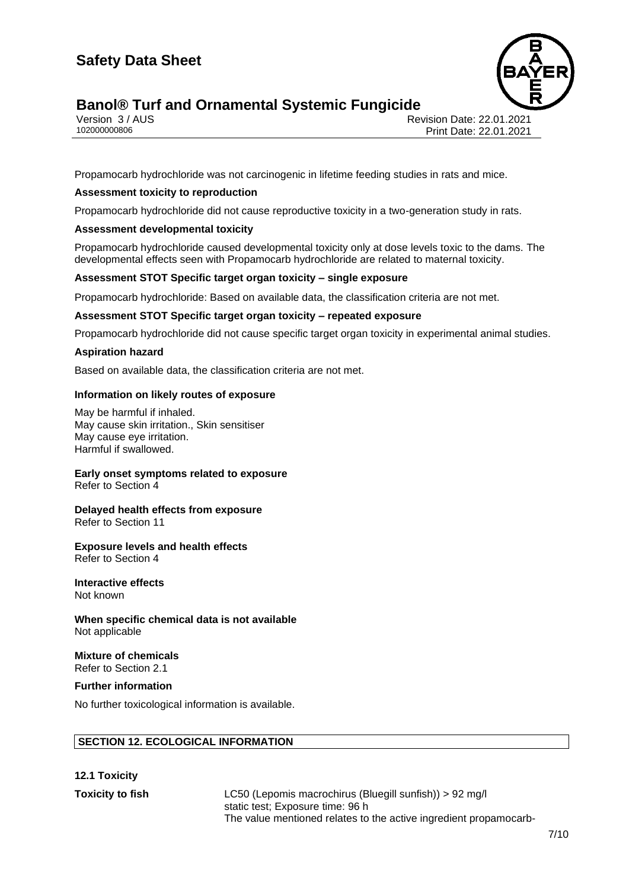Propamocarb hydrochloride was not carcinogenic in lifetime feeding studies in rats and mice.

**Assessment toxicity to reproduction**

Propamocarb hydrochloride did not cause reproductive toxicity in a two-generation study in rats.

**Assessment developmental toxicity**

Propamocarb hydrochloride caused developmental toxicity only at dose levels toxic to the dams. The developmental effects seen with Propamocarb hydrochloride are related to maternal toxicity.

**Assessment STOT Specific target organ toxicity – single exposure**

Propamocarb hydrochloride: Based on available data, the classification criteria are not met.

**Assessment STOT Specific target organ toxicity – repeated exposure**

Propamocarb hydrochloride did not cause specific target organ toxicity in experimental animal studies.

**Aspiration hazard**

Based on available data, the classification criteria are not met.

**Information on likely routes of exposure**

May be harmful if inhaled.
May cause skin irritation., Skin sensitiser
May cause eye irritation.
Harmful if swallowed.

**Early onset symptoms related to exposure**
Refer to Section 4

**Delayed health effects from exposure**
Refer to Section 11

**Exposure levels and health effects**
Refer to Section 4

**Interactive effects**
Not known

**When specific chemical data is not available**
Not applicable

**Mixture of chemicals**
Refer to Section 2.1

**Further information**

No further toxicological information is available.

## SECTION 12. ECOLOGICAL INFORMATION

**12.1 Toxicity**

**Toxicity to fish** LC50 (Lepomis macrochirus (Bluegill sunfish)) > 92 mg/l
static test; Exposure time: 96 h
The value mentioned relates to the active ingredient propamocarb-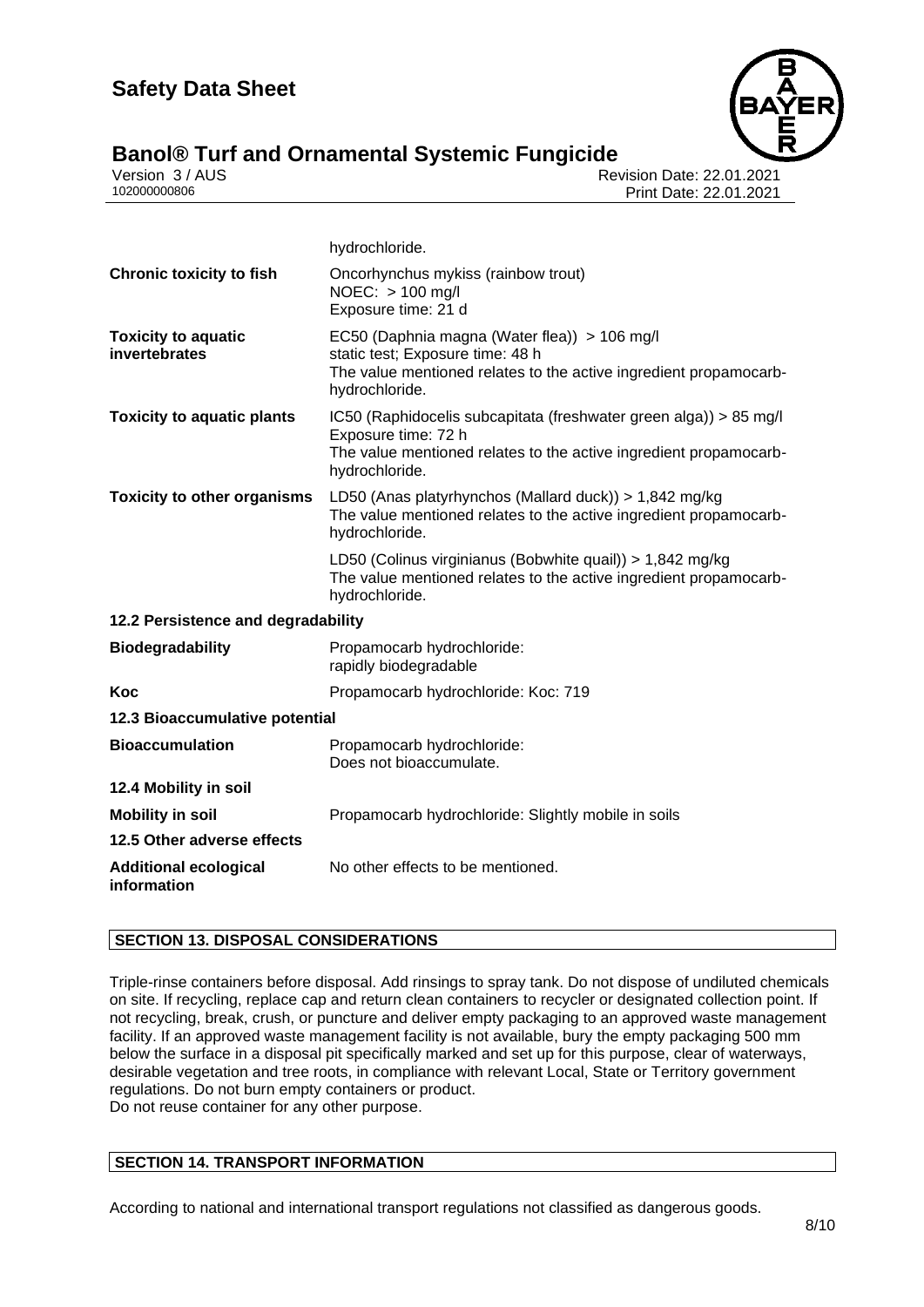| | |
|---|---|
| | hydrochloride. |
| **Chronic toxicity to fish** | Oncorhynchus mykiss (rainbow trout)<br>NOEC: > 100 mg/l<br>Exposure time: 21 d |
| **Toxicity to aquatic invertebrates** | EC50 (Daphnia magna (Water flea)) > 106 mg/l<br>static test; Exposure time: 48 h<br>The value mentioned relates to the active ingredient propamocarb-hydrochloride. |
| **Toxicity to aquatic plants** | IC50 (Raphidocelis subcapitata (freshwater green alga)) > 85 mg/l<br>Exposure time: 72 h<br>The value mentioned relates to the active ingredient propamocarb-hydrochloride. |
| **Toxicity to other organisms** | LD50 (Anas platyrhynchos (Mallard duck)) > 1,842 mg/kg<br>The value mentioned relates to the active ingredient propamocarb-hydrochloride. |
| | LD50 (Colinus virginianus (Bobwhite quail)) > 1,842 mg/kg<br>The value mentioned relates to the active ingredient propamocarb-hydrochloride. |

**12.2 Persistence and degradability**

| | |
|---|---|
| **Biodegradability** | Propamocarb hydrochloride:<br>rapidly biodegradable |
| **Koc** | Propamocarb hydrochloride: Koc: 719 |

**12.3 Bioaccumulative potential**

| | |
|---|---|
| **Bioaccumulation** | Propamocarb hydrochloride:<br>Does not bioaccumulate. |

**12.4 Mobility in soil**

| | |
|---|---|
| **Mobility in soil** | Propamocarb hydrochloride: Slightly mobile in soils |

**12.5 Other adverse effects**

| | |
|---|---|
| **Additional ecological information** | No other effects to be mentioned. |

## SECTION 13. DISPOSAL CONSIDERATIONS

Triple-rinse containers before disposal. Add rinsings to spray tank. Do not dispose of undiluted chemicals on site. If recycling, replace cap and return clean containers to recycler or designated collection point. If not recycling, break, crush, or puncture and deliver empty packaging to an approved waste management facility. If an approved waste management facility is not available, bury the empty packaging 500 mm below the surface in a disposal pit specifically marked and set up for this purpose, clear of waterways, desirable vegetation and tree roots, in compliance with relevant Local, State or Territory government regulations. Do not burn empty containers or product.
Do not reuse container for any other purpose.

## SECTION 14. TRANSPORT INFORMATION

According to national and international transport regulations not classified as dangerous goods.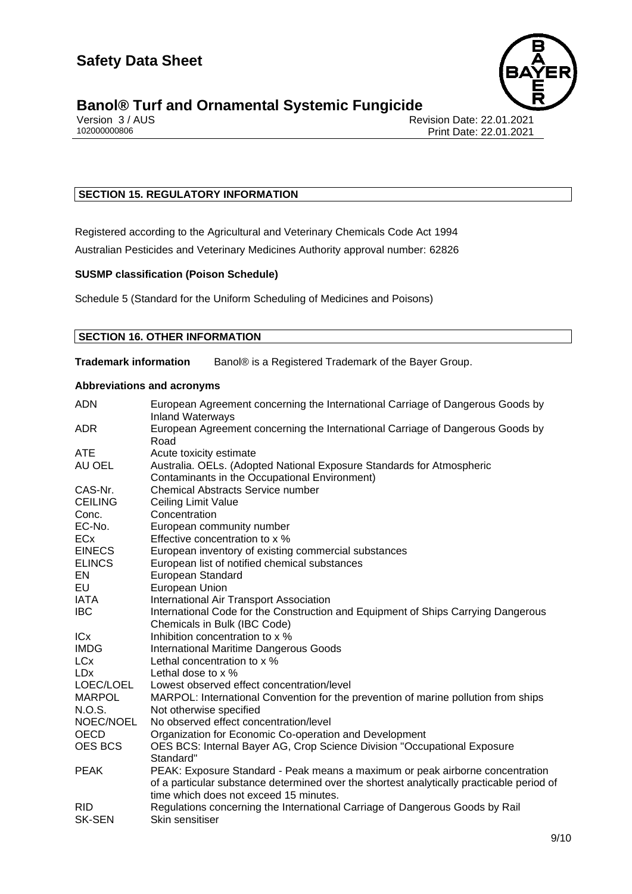## SECTION 15. REGULATORY INFORMATION

Registered according to the Agricultural and Veterinary Chemicals Code Act 1994

Australian Pesticides and Veterinary Medicines Authority approval number: 62826

**SUSMP classification (Poison Schedule)**

Schedule 5 (Standard for the Uniform Scheduling of Medicines and Poisons)

## SECTION 16. OTHER INFORMATION

**Trademark information** Banol® is a Registered Trademark of the Bayer Group.

**Abbreviations and acronyms**

| | |
|---|---|
| ADN | European Agreement concerning the International Carriage of Dangerous Goods by Inland Waterways |
| ADR | European Agreement concerning the International Carriage of Dangerous Goods by Road |
| ATE | Acute toxicity estimate |
| AU OEL | Australia. OELs. (Adopted National Exposure Standards for Atmospheric Contaminants in the Occupational Environment) |
| CAS-Nr. | Chemical Abstracts Service number |
| CEILING | Ceiling Limit Value |
| Conc. | Concentration |
| EC-No. | European community number |
| ECx | Effective concentration to x % |
| EINECS | European inventory of existing commercial substances |
| ELINCS | European list of notified chemical substances |
| EN | European Standard |
| EU | European Union |
| IATA | International Air Transport Association |
| IBC | International Code for the Construction and Equipment of Ships Carrying Dangerous Chemicals in Bulk (IBC Code) |
| ICx | Inhibition concentration to x % |
| IMDG | International Maritime Dangerous Goods |
| LCx | Lethal concentration to x % |
| LDx | Lethal dose to x % |
| LOEC/LOEL | Lowest observed effect concentration/level |
| MARPOL | MARPOL: International Convention for the prevention of marine pollution from ships |
| N.O.S. | Not otherwise specified |
| NOEC/NOEL | No observed effect concentration/level |
| OECD | Organization for Economic Co-operation and Development |
| OES BCS | OES BCS: Internal Bayer AG, Crop Science Division "Occupational Exposure Standard" |
| PEAK | PEAK: Exposure Standard - Peak means a maximum or peak airborne concentration of a particular substance determined over the shortest analytically practicable period of time which does not exceed 15 minutes. |
| RID | Regulations concerning the International Carriage of Dangerous Goods by Rail |
| SK-SEN | Skin sensitiser |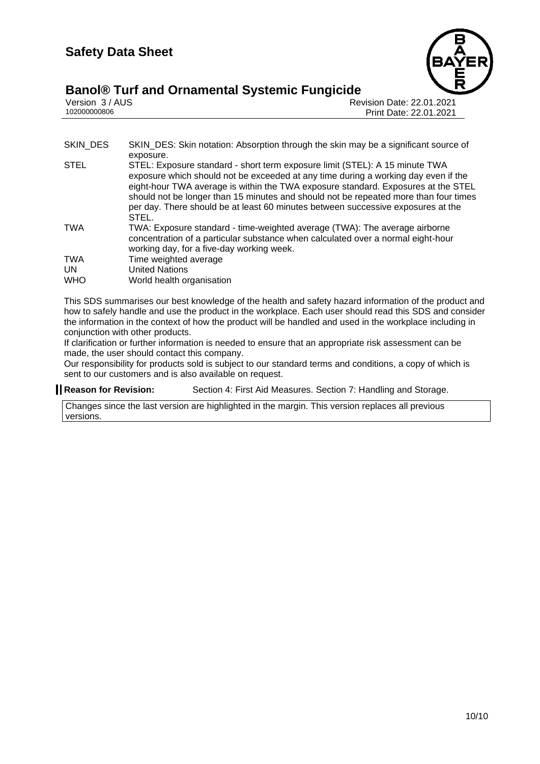| | |
|---|---|
| SKIN_DES | SKIN_DES: Skin notation: Absorption through the skin may be a significant source of exposure. |
| STEL | STEL: Exposure standard - short term exposure limit (STEL): A 15 minute TWA exposure which should not be exceeded at any time during a working day even if the eight-hour TWA average is within the TWA exposure standard. Exposures at the STEL should not be longer than 15 minutes and should not be repeated more than four times per day. There should be at least 60 minutes between successive exposures at the STEL. |
| TWA | TWA: Exposure standard - time-weighted average (TWA): The average airborne concentration of a particular substance when calculated over a normal eight-hour working day, for a five-day working week. |
| TWA | Time weighted average |
| UN | United Nations |
| WHO | World health organisation |

This SDS summarises our best knowledge of the health and safety hazard information of the product and how to safely handle and use the product in the workplace. Each user should read this SDS and consider the information in the context of how the product will be handled and used in the workplace including in conjunction with other products.
If clarification or further information is needed to ensure that an appropriate risk assessment can be made, the user should contact this company.
Our responsibility for products sold is subject to our standard terms and conditions, a copy of which is sent to our customers and is also available on request.

**Reason for Revision:** Section 4: First Aid Measures. Section 7: Handling and Storage.

Changes since the last version are highlighted in the margin. This version replaces all previous versions.